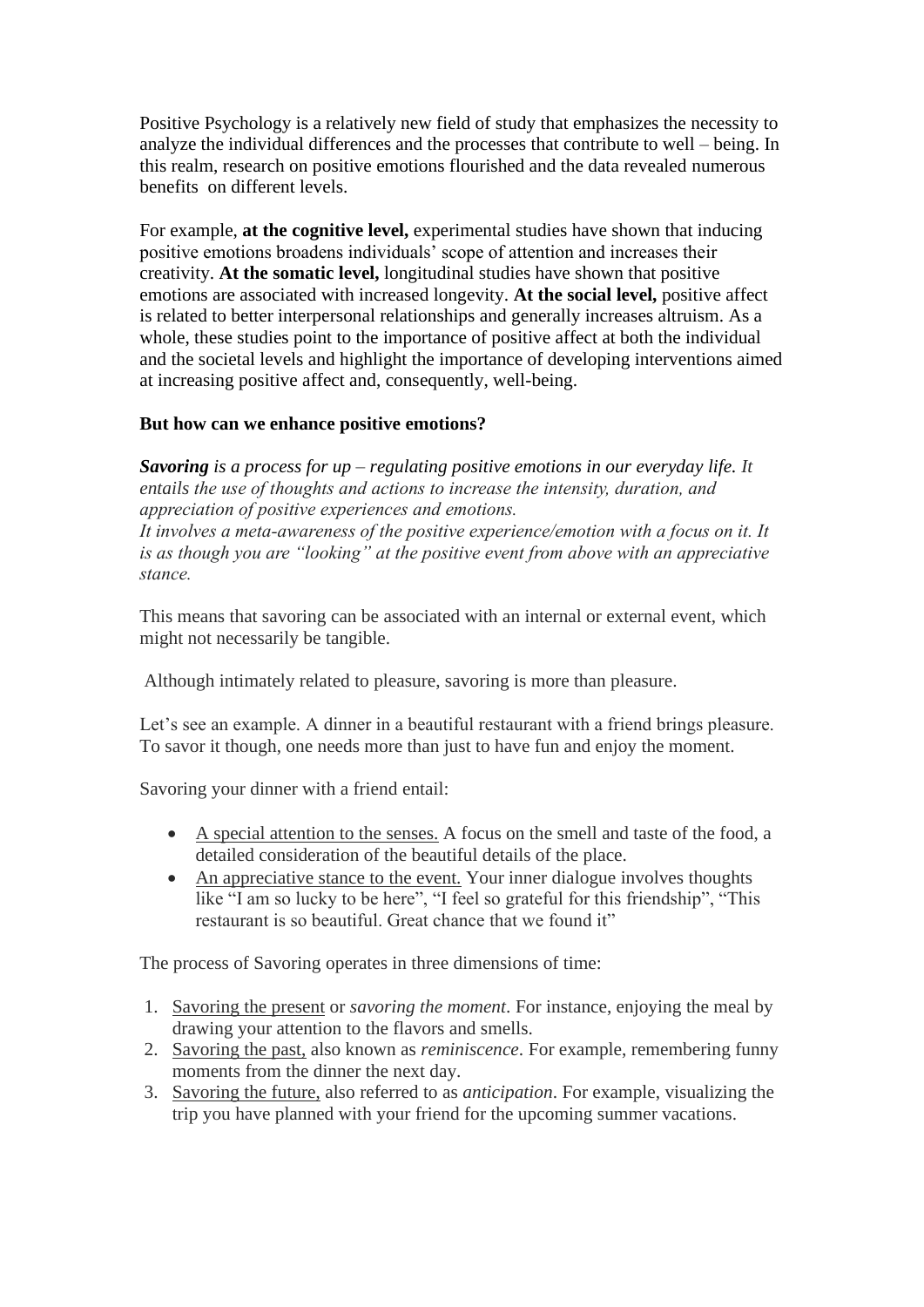Positive Psychology is a relatively new field of study that emphasizes the necessity to analyze the individual differences and the processes that contribute to well – being. In this realm, research on positive emotions flourished and the data revealed numerous benefits on different levels.

For example, **at the cognitive level,** experimental studies have shown that inducing positive emotions broadens individuals' scope of attention and increases their creativity. **At the somatic level,** longitudinal studies have shown that positive emotions are associated with increased longevity. **At the social level,** positive affect is related to better interpersonal relationships and generally increases altruism. As a whole, these studies point to the importance of positive affect at both the individual and the societal levels and highlight the importance of developing interventions aimed at increasing positive affect and, consequently, well-being.

**But how can we enhance positive emotions?**

***Savoring*** *is a process for up – regulating positive emotions in our everyday life. It entails the use of thoughts and actions to increase the intensity, duration, and appreciation of positive experiences and emotions.*
*It involves a meta-awareness of the positive experience/emotion with a focus on it. It is as though you are "looking" at the positive event from above with an appreciative stance.*

This means that savoring can be associated with an internal or external event, which might not necessarily be tangible.

Although intimately related to pleasure, savoring is more than pleasure.

Let's see an example. A dinner in a beautiful restaurant with a friend brings pleasure. To savor it though, one needs more than just to have fun and enjoy the moment.

Savoring your dinner with a friend entail:

- <u>A special attention to the senses.</u> A focus on the smell and taste of the food, a detailed consideration of the beautiful details of the place.
- <u>An appreciative stance to the event.</u> Your inner dialogue involves thoughts like "I am so lucky to be here", "I feel so grateful for this friendship", "This restaurant is so beautiful. Great chance that we found it"

The process of Savoring operates in three dimensions of time:

1. <u>Savoring the present</u> or *savoring the moment*. For instance, enjoying the meal by drawing your attention to the flavors and smells.
2. <u>Savoring the past,</u> also known as *reminiscence*. For example, remembering funny moments from the dinner the next day.
3. <u>Savoring the future,</u> also referred to as *anticipation*. For example, visualizing the trip you have planned with your friend for the upcoming summer vacations.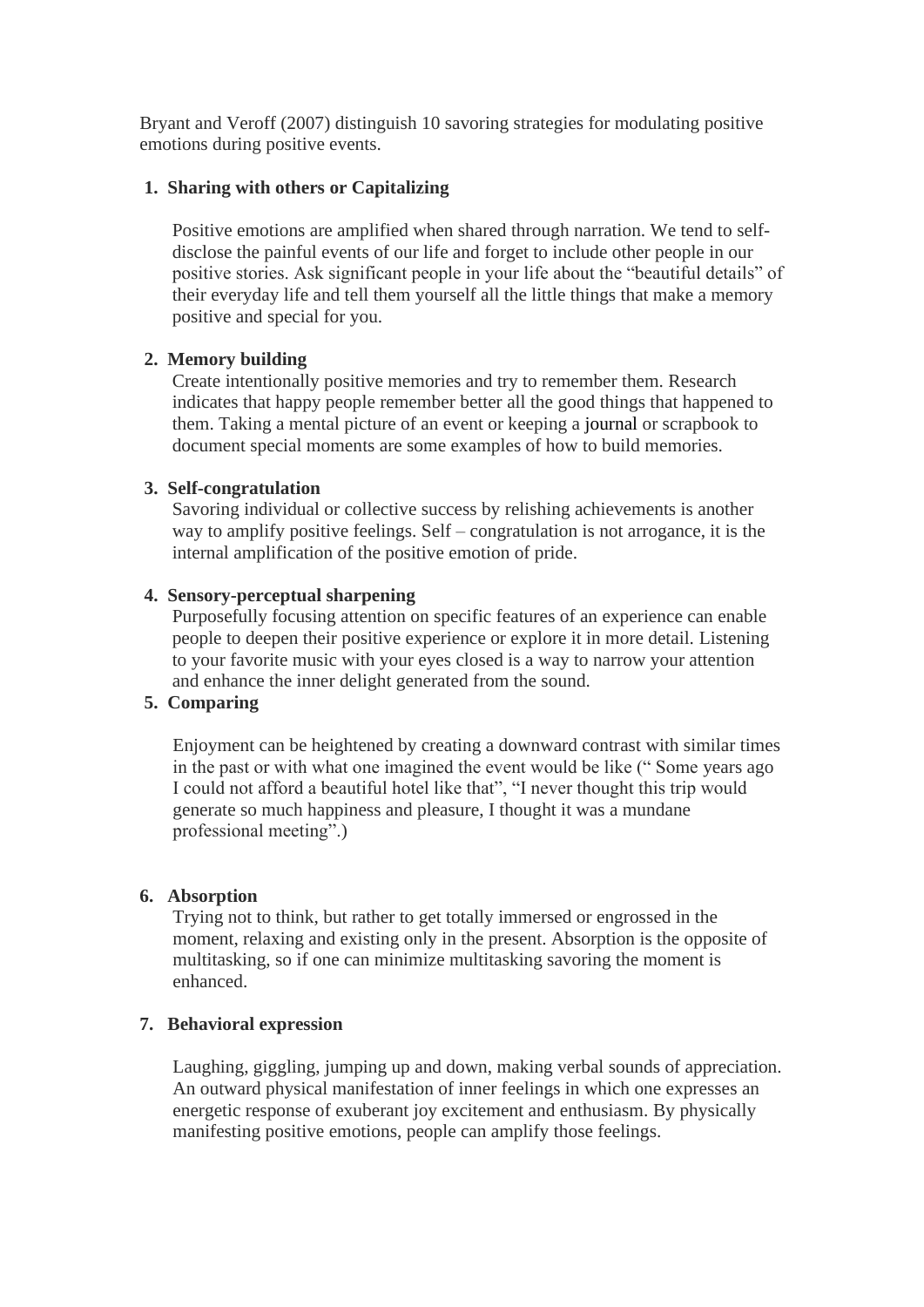Bryant and Veroff (2007) distinguish 10 savoring strategies for modulating positive emotions during positive events.

1. **Sharing with others or Capitalizing**

   Positive emotions are amplified when shared through narration. We tend to self-disclose the painful events of our life and forget to include other people in our positive stories. Ask significant people in your life about the "beautiful details" of their everyday life and tell them yourself all the little things that make a memory positive and special for you.

2. **Memory building**

   Create intentionally positive memories and try to remember them. Research indicates that happy people remember better all the good things that happened to them. Taking a mental picture of an event or keeping a journal or scrapbook to document special moments are some examples of how to build memories.

3. **Self-congratulation**

   Savoring individual or collective success by relishing achievements is another way to amplify positive feelings. Self – congratulation is not arrogance, it is the internal amplification of the positive emotion of pride.

4. **Sensory-perceptual sharpening**

   Purposefully focusing attention on specific features of an experience can enable people to deepen their positive experience or explore it in more detail. Listening to your favorite music with your eyes closed is a way to narrow your attention and enhance the inner delight generated from the sound.

5. **Comparing**

   Enjoyment can be heightened by creating a downward contrast with similar times in the past or with what one imagined the event would be like (" Some years ago I could not afford a beautiful hotel like that", "I never thought this trip would generate so much happiness and pleasure, I thought it was a mundane professional meeting".)

6. **Absorption**

   Trying not to think, but rather to get totally immersed or engrossed in the moment, relaxing and existing only in the present. Absorption is the opposite of multitasking, so if one can minimize multitasking savoring the moment is enhanced.

7. **Behavioral expression**

   Laughing, giggling, jumping up and down, making verbal sounds of appreciation. An outward physical manifestation of inner feelings in which one expresses an energetic response of exuberant joy excitement and enthusiasm. By physically manifesting positive emotions, people can amplify those feelings.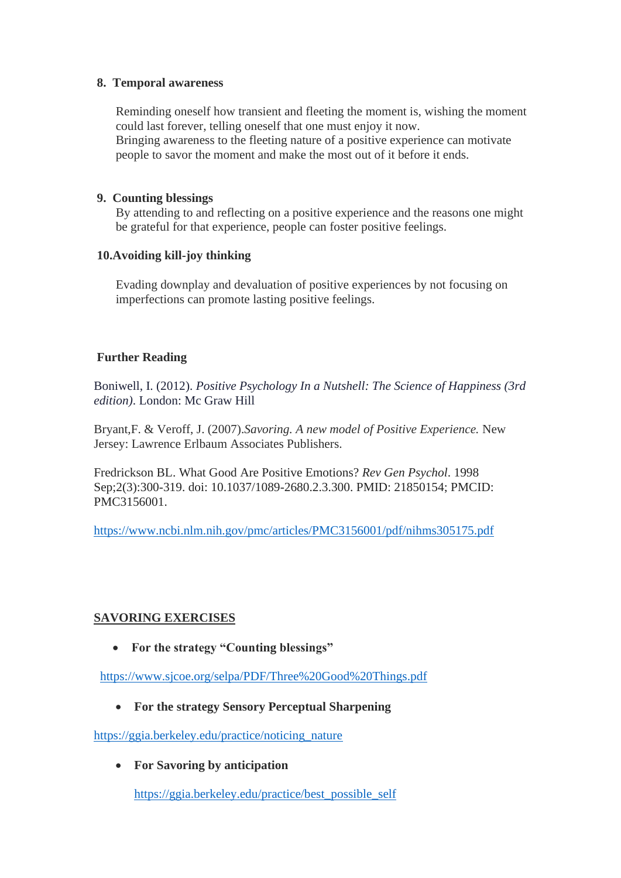**8. Temporal awareness**

Reminding oneself how transient and fleeting the moment is, wishing the moment could last forever, telling oneself that one must enjoy it now.
Bringing awareness to the fleeting nature of a positive experience can motivate people to savor the moment and make the most out of it before it ends.

**9. Counting blessings**

By attending to and reflecting on a positive experience and the reasons one might be grateful for that experience, people can foster positive feelings.

**10.Avoiding kill-joy thinking**

Evading downplay and devaluation of positive experiences by not focusing on imperfections can promote lasting positive feelings.

**Further Reading**

Boniwell, I. (2012). *Positive Psychology In a Nutshell: The Science of Happiness (3rd edition)*. London: Mc Graw Hill

Bryant,F. & Veroff, J. (2007).*Savoring. A new model of Positive Experience.* New Jersey: Lawrence Erlbaum Associates Publishers.

Fredrickson BL. What Good Are Positive Emotions? *Rev Gen Psychol*. 1998 Sep;2(3):300-319. doi: 10.1037/1089-2680.2.3.300. PMID: 21850154; PMCID: PMC3156001.

https://www.ncbi.nlm.nih.gov/pmc/articles/PMC3156001/pdf/nihms305175.pdf

**SAVORING EXERCISES**

- **For the strategy "Counting blessings"**

https://www.sjcoe.org/selpa/PDF/Three%20Good%20Things.pdf

- **For the strategy Sensory Perceptual Sharpening**

https://ggia.berkeley.edu/practice/noticing_nature

- **For Savoring by anticipation**

https://ggia.berkeley.edu/practice/best_possible_self